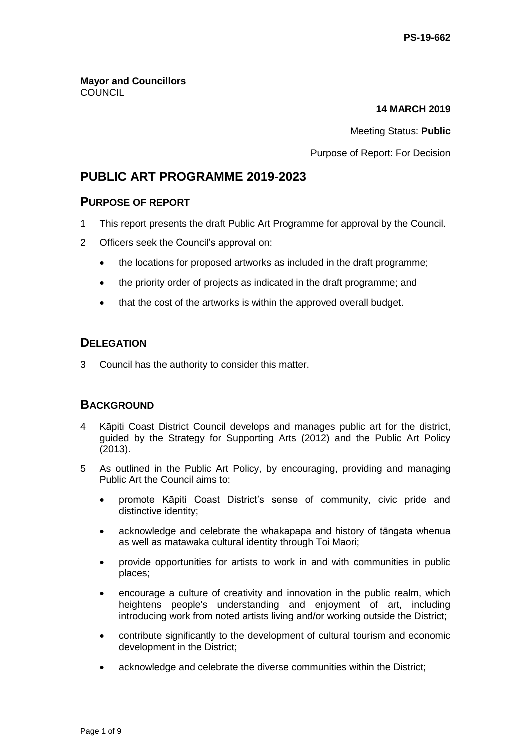PS-19-662

**Mayor and Councillors**
COUNCIL

**14 MARCH 2019**

Meeting Status: **Public**

Purpose of Report: For Decision

# PUBLIC ART PROGRAMME 2019-2023

## PURPOSE OF REPORT

1 This report presents the draft Public Art Programme for approval by the Council.

2 Officers seek the Council's approval on:

- the locations for proposed artworks as included in the draft programme;
- the priority order of projects as indicated in the draft programme; and
- that the cost of the artworks is within the approved overall budget.

## DELEGATION

3 Council has the authority to consider this matter.

## BACKGROUND

4 Kāpiti Coast District Council develops and manages public art for the district, guided by the Strategy for Supporting Arts (2012) and the Public Art Policy (2013).

5 As outlined in the Public Art Policy, by encouraging, providing and managing Public Art the Council aims to:

- promote Kāpiti Coast District's sense of community, civic pride and distinctive identity;
- acknowledge and celebrate the whakapapa and history of tāngata whenua as well as matawaka cultural identity through Toi Maori;
- provide opportunities for artists to work in and with communities in public places;
- encourage a culture of creativity and innovation in the public realm, which heightens people's understanding and enjoyment of art, including introducing work from noted artists living and/or working outside the District;
- contribute significantly to the development of cultural tourism and economic development in the District;
- acknowledge and celebrate the diverse communities within the District;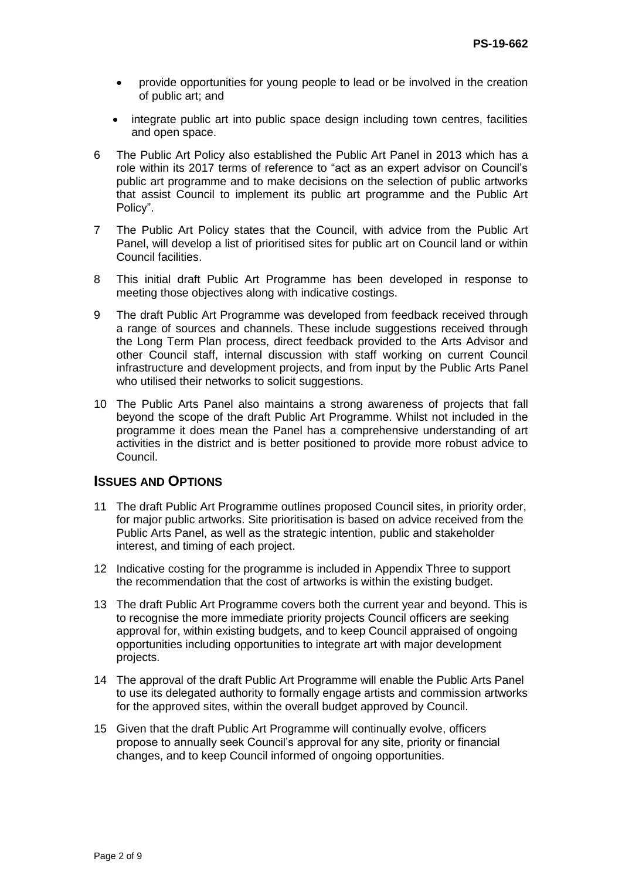- provide opportunities for young people to lead or be involved in the creation of public art; and
- integrate public art into public space design including town centres, facilities and open space.

6 The Public Art Policy also established the Public Art Panel in 2013 which has a role within its 2017 terms of reference to "act as an expert advisor on Council's public art programme and to make decisions on the selection of public artworks that assist Council to implement its public art programme and the Public Art Policy".

7 The Public Art Policy states that the Council, with advice from the Public Art Panel, will develop a list of prioritised sites for public art on Council land or within Council facilities.

8 This initial draft Public Art Programme has been developed in response to meeting those objectives along with indicative costings.

9 The draft Public Art Programme was developed from feedback received through a range of sources and channels. These include suggestions received through the Long Term Plan process, direct feedback provided to the Arts Advisor and other Council staff, internal discussion with staff working on current Council infrastructure and development projects, and from input by the Public Arts Panel who utilised their networks to solicit suggestions.

10 The Public Arts Panel also maintains a strong awareness of projects that fall beyond the scope of the draft Public Art Programme. Whilst not included in the programme it does mean the Panel has a comprehensive understanding of art activities in the district and is better positioned to provide more robust advice to Council.

## ISSUES AND OPTIONS

11 The draft Public Art Programme outlines proposed Council sites, in priority order, for major public artworks. Site prioritisation is based on advice received from the Public Arts Panel, as well as the strategic intention, public and stakeholder interest, and timing of each project.

12 Indicative costing for the programme is included in Appendix Three to support the recommendation that the cost of artworks is within the existing budget.

13 The draft Public Art Programme covers both the current year and beyond. This is to recognise the more immediate priority projects Council officers are seeking approval for, within existing budgets, and to keep Council appraised of ongoing opportunities including opportunities to integrate art with major development projects.

14 The approval of the draft Public Art Programme will enable the Public Arts Panel to use its delegated authority to formally engage artists and commission artworks for the approved sites, within the overall budget approved by Council.

15 Given that the draft Public Art Programme will continually evolve, officers propose to annually seek Council's approval for any site, priority or financial changes, and to keep Council informed of ongoing opportunities.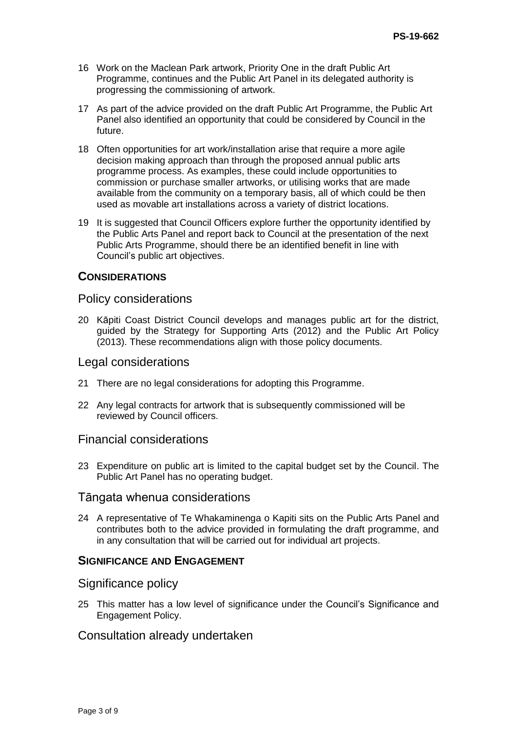16 Work on the Maclean Park artwork, Priority One in the draft Public Art Programme, continues and the Public Art Panel in its delegated authority is progressing the commissioning of artwork.

17 As part of the advice provided on the draft Public Art Programme, the Public Art Panel also identified an opportunity that could be considered by Council in the future.

18 Often opportunities for art work/installation arise that require a more agile decision making approach than through the proposed annual public arts programme process. As examples, these could include opportunities to commission or purchase smaller artworks, or utilising works that are made available from the community on a temporary basis, all of which could be then used as movable art installations across a variety of district locations.

19 It is suggested that Council Officers explore further the opportunity identified by the Public Arts Panel and report back to Council at the presentation of the next Public Arts Programme, should there be an identified benefit in line with Council's public art objectives.

## CONSIDERATIONS

### Policy considerations

20 Kāpiti Coast District Council develops and manages public art for the district, guided by the Strategy for Supporting Arts (2012) and the Public Art Policy (2013). These recommendations align with those policy documents.

### Legal considerations

21 There are no legal considerations for adopting this Programme.

22 Any legal contracts for artwork that is subsequently commissioned will be reviewed by Council officers.

### Financial considerations

23 Expenditure on public art is limited to the capital budget set by the Council. The Public Art Panel has no operating budget.

### Tāngata whenua considerations

24 A representative of Te Whakaminenga o Kapiti sits on the Public Arts Panel and contributes both to the advice provided in formulating the draft programme, and in any consultation that will be carried out for individual art projects.

## SIGNIFICANCE AND ENGAGEMENT

### Significance policy

25 This matter has a low level of significance under the Council's Significance and Engagement Policy.

### Consultation already undertaken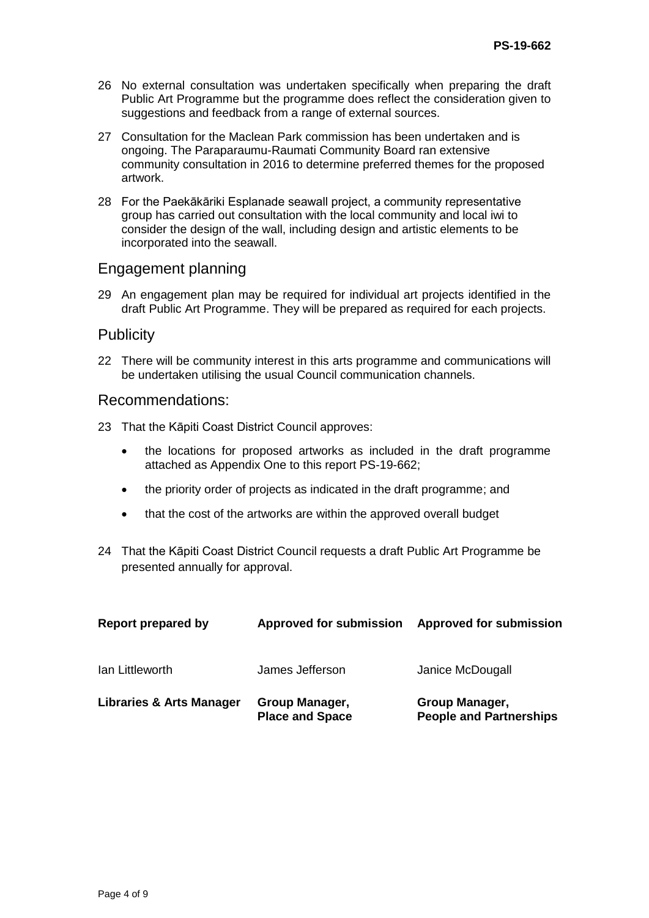26 No external consultation was undertaken specifically when preparing the draft Public Art Programme but the programme does reflect the consideration given to suggestions and feedback from a range of external sources.

27 Consultation for the Maclean Park commission has been undertaken and is ongoing. The Paraparaumu-Raumati Community Board ran extensive community consultation in 2016 to determine preferred themes for the proposed artwork.

28 For the Paekākāriki Esplanade seawall project, a community representative group has carried out consultation with the local community and local iwi to consider the design of the wall, including design and artistic elements to be incorporated into the seawall.

## Engagement planning

29 An engagement plan may be required for individual art projects identified in the draft Public Art Programme. They will be prepared as required for each projects.

## Publicity

22 There will be community interest in this arts programme and communications will be undertaken utilising the usual Council communication channels.

## Recommendations:

23 That the Kāpiti Coast District Council approves:

- the locations for proposed artworks as included in the draft programme attached as Appendix One to this report PS-19-662;
- the priority order of projects as indicated in the draft programme; and
- that the cost of the artworks are within the approved overall budget

24 That the Kāpiti Coast District Council requests a draft Public Art Programme be presented annually for approval.

| **Report prepared by** | **Approved for submission** | **Approved for submission** |
|---|---|---|
| Ian Littleworth | James Jefferson | Janice McDougall |
| **Libraries & Arts Manager** | **Group Manager, Place and Space** | **Group Manager, People and Partnerships** |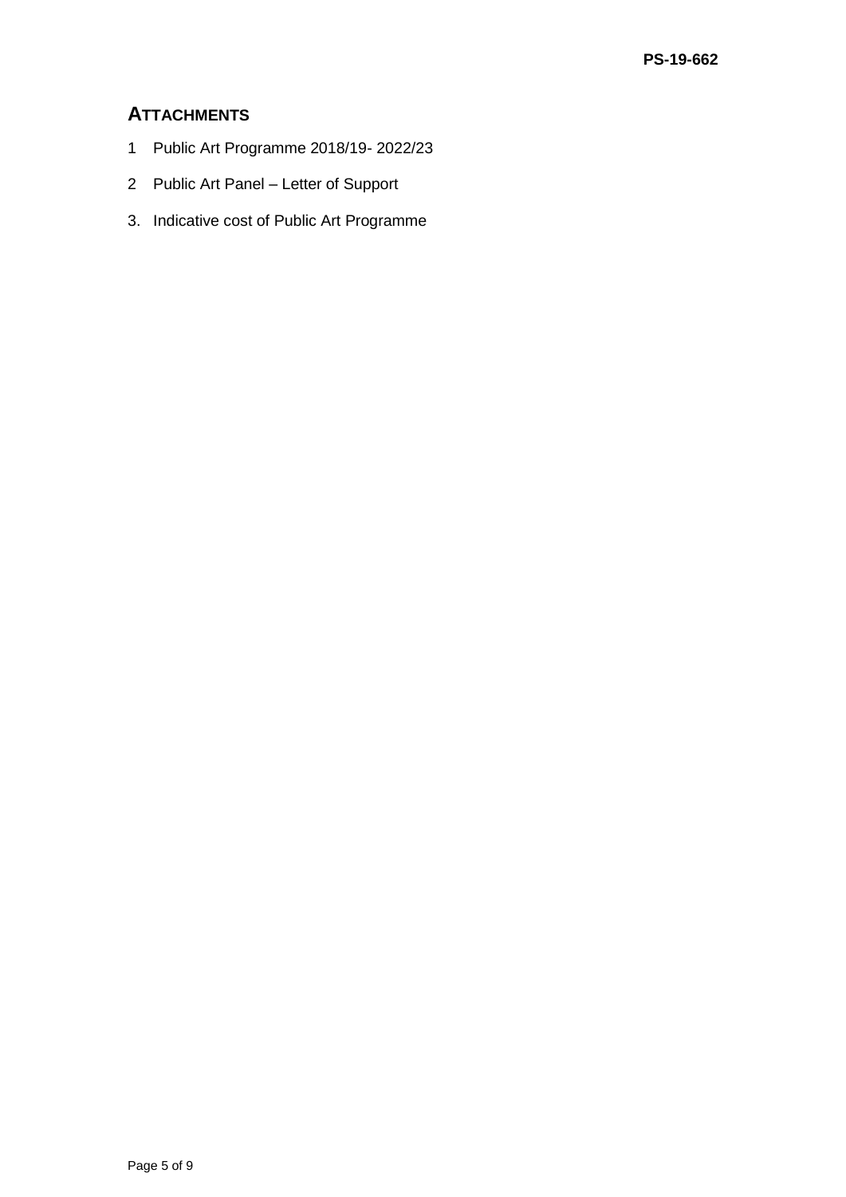## ATTACHMENTS

1 Public Art Programme 2018/19- 2022/23

2 Public Art Panel – Letter of Support

3. Indicative cost of Public Art Programme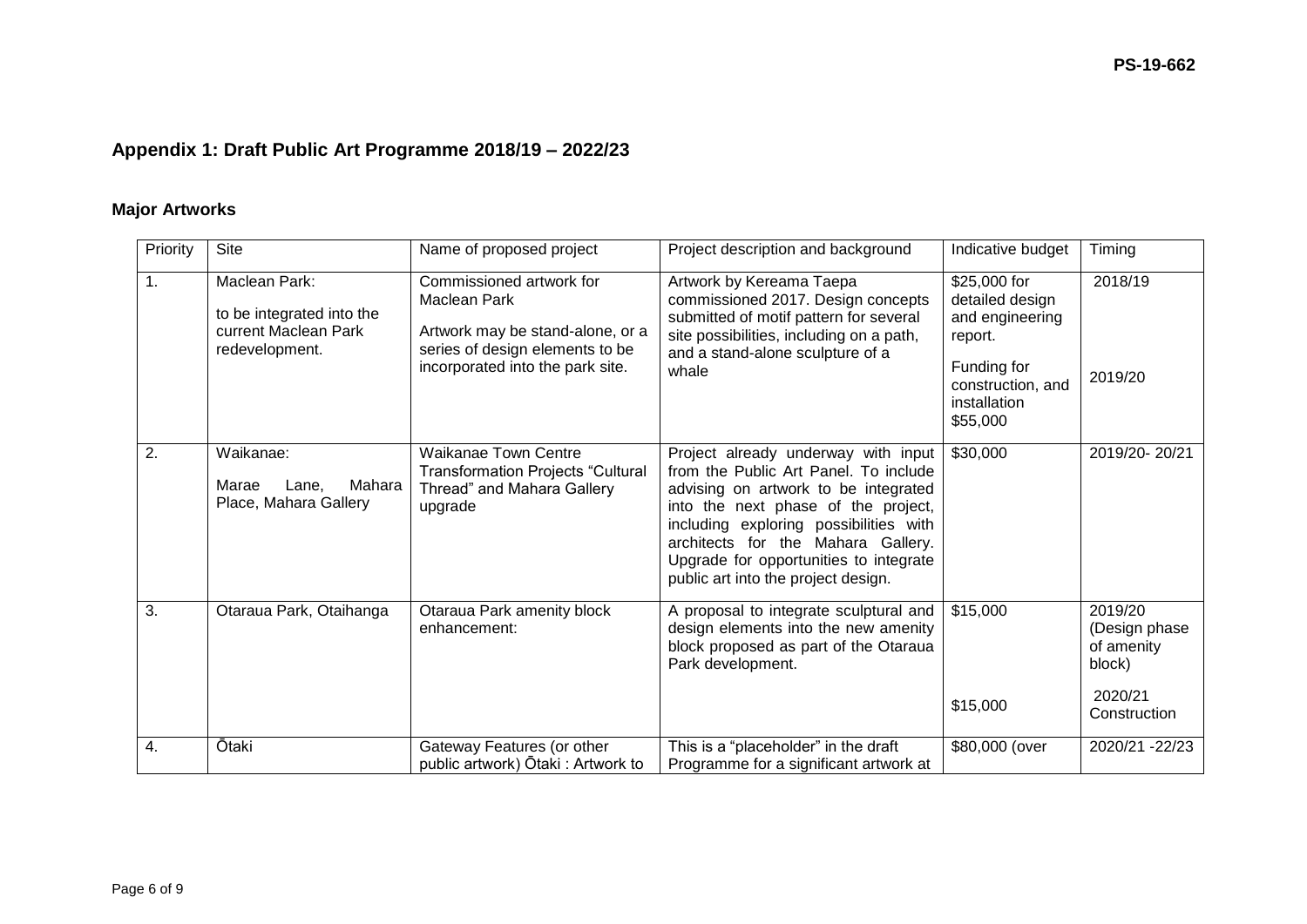## Appendix 1: Draft Public Art Programme 2018/19 – 2022/23

### Major Artworks

| Priority | Site | Name of proposed project | Project description and background | Indicative budget | Timing |
|---|---|---|---|---|---|
| 1. | Maclean Park:<br><br>to be integrated into the current Maclean Park redevelopment. | Commissioned artwork for Maclean Park<br><br>Artwork may be stand-alone, or a series of design elements to be incorporated into the park site. | Artwork by Kereama Taepa commissioned 2017. Design concepts submitted of motif pattern for several site possibilities, including on a path, and a stand-alone sculpture of a whale | $25,000 for detailed design and engineering report.<br><br>Funding for construction, and installation $55,000 | 2018/19<br><br>2019/20 |
| 2. | Waikanae:<br><br>Marae Lane, Mahara Place, Mahara Gallery | Waikanae Town Centre Transformation Projects "Cultural Thread" and Mahara Gallery upgrade | Project already underway with input from the Public Art Panel. To include advising on artwork to be integrated into the next phase of the project, including exploring possibilities with architects for the Mahara Gallery. Upgrade for opportunities to integrate public art into the project design. | $30,000 | 2019/20- 20/21 |
| 3. | Otaraua Park, Otaihanga | Otaraua Park amenity block enhancement: | A proposal to integrate sculptural and design elements into the new amenity block proposed as part of the Otaraua Park development. | $15,000<br><br>$15,000 | 2019/20 (Design phase of amenity block)<br><br>2020/21 Construction |
| 4. | Ōtaki | Gateway Features (or other public artwork) Ōtaki : Artwork to | This is a "placeholder" in the draft Programme for a significant artwork at | $80,000 (over | 2020/21 -22/23 |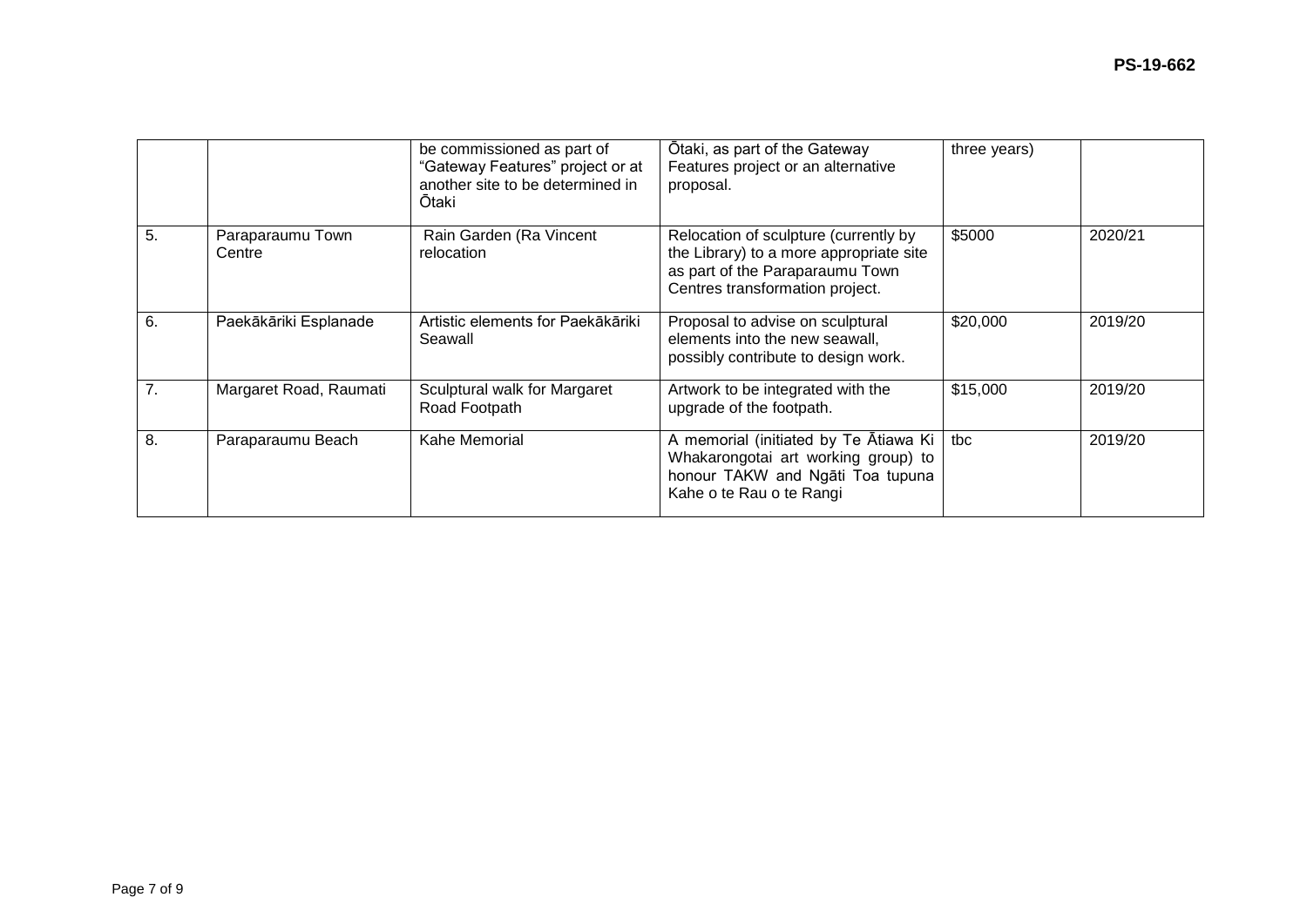| | | | | | |
|---|---|---|---|---|---|
| | | be commissioned as part of "Gateway Features" project or at another site to be determined in Ōtaki | Ōtaki, as part of the Gateway Features project or an alternative proposal. | three years) | |
| 5. | Paraparaumu Town Centre | Rain Garden (Ra Vincent relocation | Relocation of sculpture (currently by the Library) to a more appropriate site as part of the Paraparaumu Town Centres transformation project. | $5000 | 2020/21 |
| 6. | Paekākāriki Esplanade | Artistic elements for Paekākāriki Seawall | Proposal to advise on sculptural elements into the new seawall, possibly contribute to design work. | $20,000 | 2019/20 |
| 7. | Margaret Road, Raumati | Sculptural walk for Margaret Road Footpath | Artwork to be integrated with the upgrade of the footpath. | $15,000 | 2019/20 |
| 8. | Paraparaumu Beach | Kahe Memorial | A memorial (initiated by Te Ātiawa Ki Whakarongotai art working group) to honour TAKW and Ngāti Toa tupuna Kahe o te Rau o te Rangi | tbc | 2019/20 |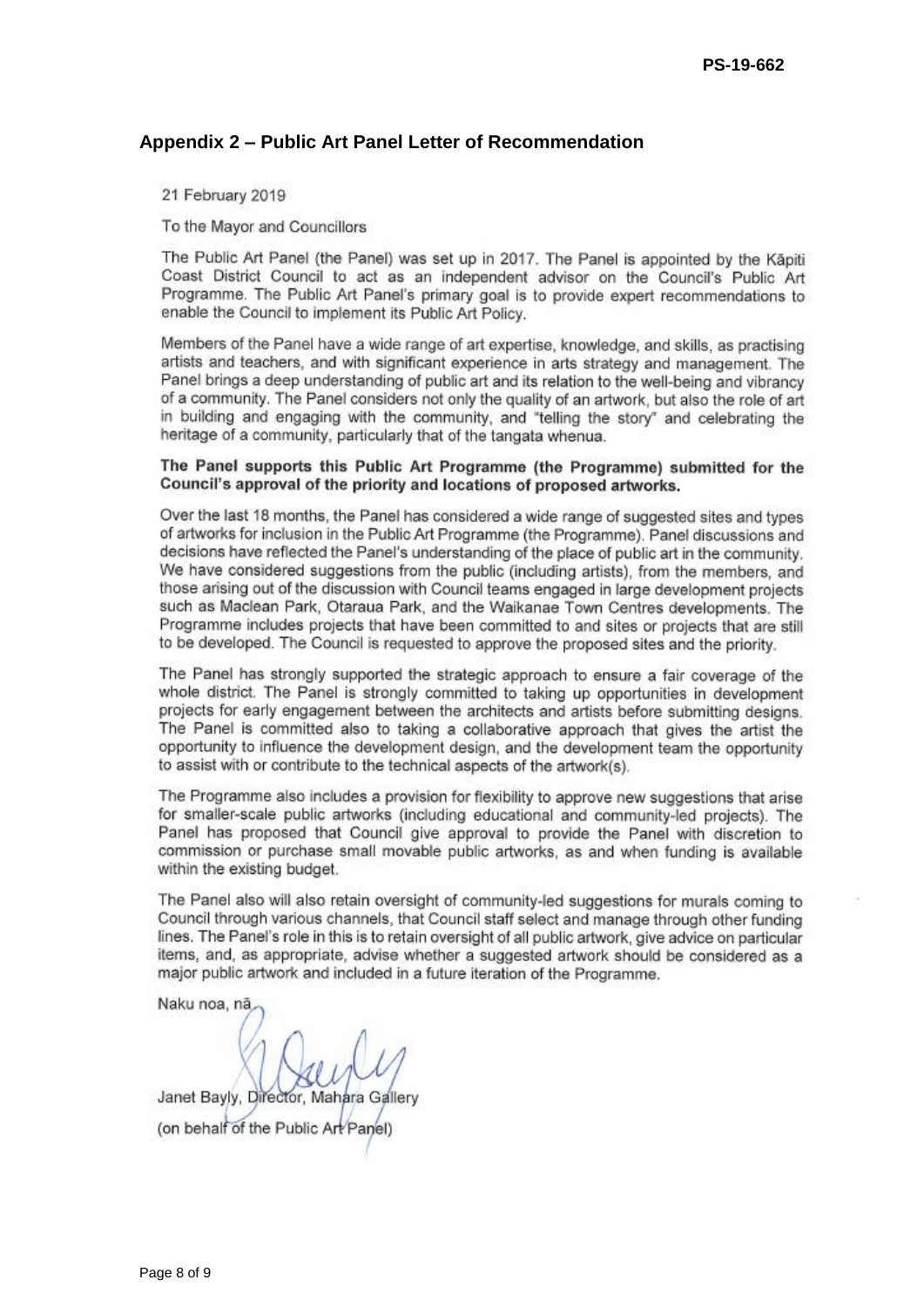PS-19-662

## Appendix 2 – Public Art Panel Letter of Recommendation

21 February 2019

To the Mayor and Councillors

The Public Art Panel (the Panel) was set up in 2017. The Panel is appointed by the Kāpiti Coast District Council to act as an independent advisor on the Council's Public Art Programme. The Public Art Panel's primary goal is to provide expert recommendations to enable the Council to implement its Public Art Policy.

Members of the Panel have a wide range of art expertise, knowledge, and skills, as practising artists and teachers, and with significant experience in arts strategy and management. The Panel brings a deep understanding of public art and its relation to the well-being and vibrancy of a community. The Panel considers not only the quality of an artwork, but also the role of art in building and engaging with the community, and "telling the story" and celebrating the heritage of a community, particularly that of the tangata whenua.

**The Panel supports this Public Art Programme (the Programme) submitted for the Council's approval of the priority and locations of proposed artworks.**

Over the last 18 months, the Panel has considered a wide range of suggested sites and types of artworks for inclusion in the Public Art Programme (the Programme). Panel discussions and decisions have reflected the Panel's understanding of the place of public art in the community. We have considered suggestions from the public (including artists), from the members, and those arising out of the discussion with Council teams engaged in large development projects such as Maclean Park, Otaraua Park, and the Waikanae Town Centres developments. The Programme includes projects that have been committed to and sites or projects that are still to be developed. The Council is requested to approve the proposed sites and the priority.

The Panel has strongly supported the strategic approach to ensure a fair coverage of the whole district. The Panel is strongly committed to taking up opportunities in development projects for early engagement between the architects and artists before submitting designs. The Panel is committed also to taking a collaborative approach that gives the artist the opportunity to influence the development design, and the development team the opportunity to assist with or contribute to the technical aspects of the artwork(s).

The Programme also includes a provision for flexibility to approve new suggestions that arise for smaller-scale public artworks (including educational and community-led projects). The Panel has proposed that Council give approval to provide the Panel with discretion to commission or purchase small movable public artworks, as and when funding is available within the existing budget.

The Panel also will also retain oversight of community-led suggestions for murals coming to Council through various channels, that Council staff select and manage through other funding lines. The Panel's role in this is to retain oversight of all public artwork, give advice on particular items, and, as appropriate, advise whether a suggested artwork should be considered as a major public artwork and included in a future iteration of the Programme.

Naku noa, nā

Janet Bayly, Director, Mahara Gallery
(on behalf of the Public Art Panel)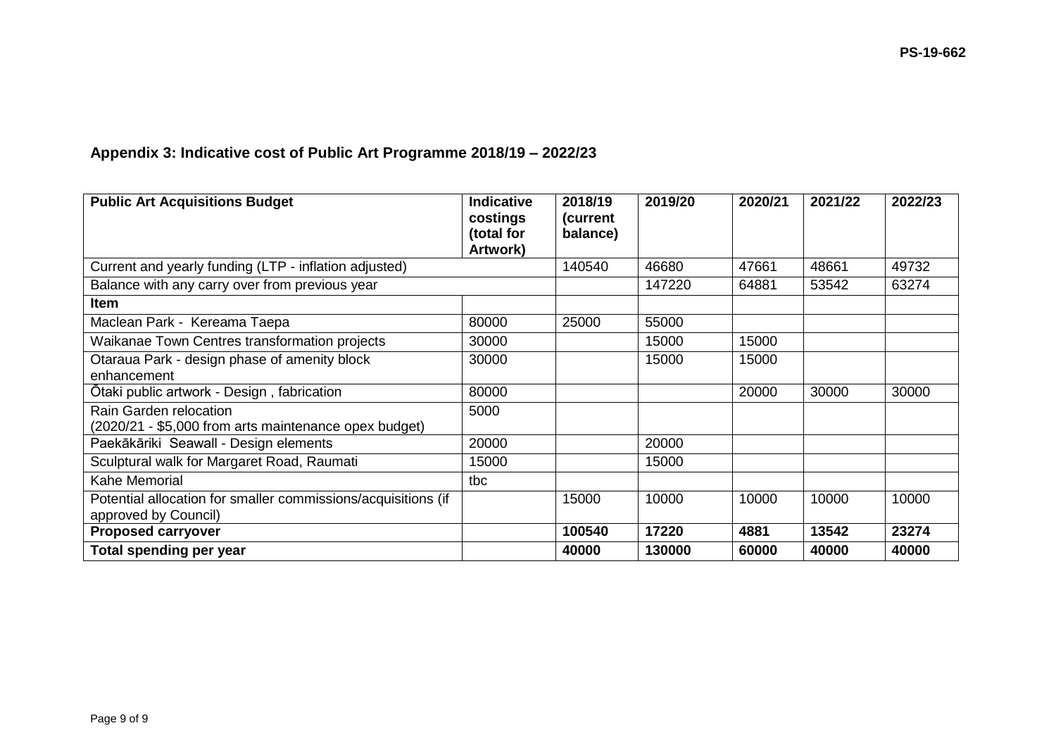## Appendix 3: Indicative cost of Public Art Programme 2018/19 – 2022/23

| **Public Art Acquisitions Budget** | **Indicative costings (total for Artwork)** | **2018/19 (current balance)** | **2019/20** | **2020/21** | **2021/22** | **2022/23** |
|---|---|---|---|---|---|---|
| Current and yearly funding (LTP - inflation adjusted) | | 140540 | 46680 | 47661 | 48661 | 49732 |
| Balance with any carry over from previous year | | | 147220 | 64881 | 53542 | 63274 |
| **Item** | | | | | | |
| Maclean Park - Kereama Taepa | 80000 | 25000 | 55000 | | | |
| Waikanae Town Centres transformation projects | 30000 | | 15000 | 15000 | | |
| Otaraua Park - design phase of amenity block enhancement | 30000 | | 15000 | 15000 | | |
| Ōtaki public artwork - Design , fabrication | 80000 | | | 20000 | 30000 | 30000 |
| Rain Garden relocation (2020/21 - $5,000 from arts maintenance opex budget) | 5000 | | | | | |
| Paekākāriki Seawall - Design elements | 20000 | | 20000 | | | |
| Sculptural walk for Margaret Road, Raumati | 15000 | | 15000 | | | |
| Kahe Memorial | tbc | | | | | |
| Potential allocation for smaller commissions/acquisitions (if approved by Council) | | 15000 | 10000 | 10000 | 10000 | 10000 |
| **Proposed carryover** | | **100540** | **17220** | **4881** | **13542** | **23274** |
| **Total spending per year** | | **40000** | **130000** | **60000** | **40000** | **40000** |